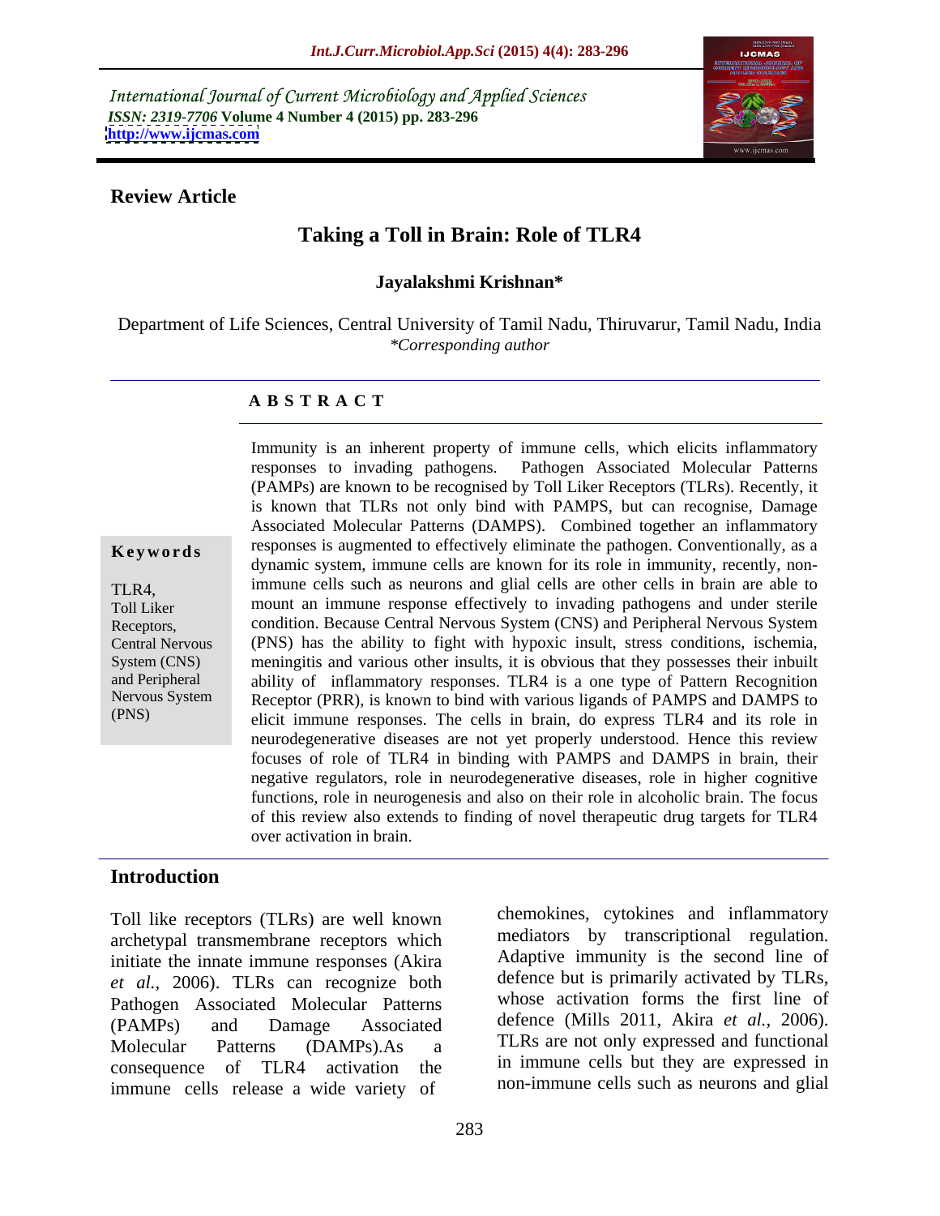International Journal of Current Microbiology and Applied Sciences
*ISSN: 2319-7706* **Volume 4 Number 4 (2015) pp. 283-296**
**http://www.ijcmas.com**

**Review Article**

# Taking a Toll in Brain: Role of TLR4

**Jayalakshmi Krishnan***

Department of Life Sciences, Central University of Tamil Nadu, Thiruvarur, Tamil Nadu, India
*\*Corresponding author*

## A B S T R A C T

**Keywords**

TLR4, Toll Liker Receptors, Central Nervous System (CNS) and Peripheral Nervous System (PNS)

Immunity is an inherent property of immune cells, which elicits inflammatory responses to invading pathogens. Pathogen Associated Molecular Patterns (PAMPs) are known to be recognised by Toll Liker Receptors (TLRs). Recently, it is known that TLRs not only bind with PAMPS, but can recognise, Damage Associated Molecular Patterns (DAMPS). Combined together an inflammatory responses is augmented to effectively eliminate the pathogen. Conventionally, as a dynamic system, immune cells are known for its role in immunity, recently, non-immune cells such as neurons and glial cells are other cells in brain are able to mount an immune response effectively to invading pathogens and under sterile condition. Because Central Nervous System (CNS) and Peripheral Nervous System (PNS) has the ability to fight with hypoxic insult, stress conditions, ischemia, meningitis and various other insults, it is obvious that they possesses their inbuilt ability of inflammatory responses. TLR4 is a one type of Pattern Recognition Receptor (PRR), is known to bind with various ligands of PAMPS and DAMPS to elicit immune responses. The cells in brain, do express TLR4 and its role in neurodegenerative diseases are not yet properly understood. Hence this review focuses of role of TLR4 in binding with PAMPS and DAMPS in brain, their negative regulators, role in neurodegenerative diseases, role in higher cognitive functions, role in neurogenesis and also on their role in alcoholic brain. The focus of this review also extends to finding of novel therapeutic drug targets for TLR4 over activation in brain.

## Introduction

Toll like receptors (TLRs) are well known archetypal transmembrane receptors which initiate the innate immune responses (Akira *et al.*, 2006). TLRs can recognize both Pathogen Associated Molecular Patterns (PAMPs) and Damage Associated Molecular Patterns (DAMPs).As a consequence of TLR4 activation the immune cells release a wide variety of chemokines, cytokines and inflammatory mediators by transcriptional regulation. Adaptive immunity is the second line of defence but is primarily activated by TLRs, whose activation forms the first line of defence (Mills 2011, Akira *et al.*, 2006). TLRs are not only expressed and functional in immune cells but they are expressed in non-immune cells such as neurons and glial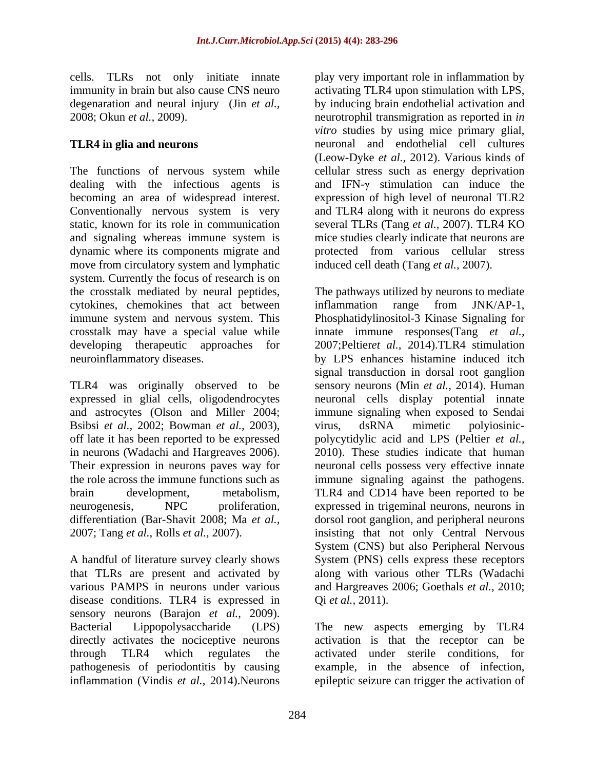cells. TLRs not only initiate innate immunity in brain but also cause CNS neuro degenaration and neural injury (Jin *et al.,* 2008; Okun *et al.,* 2009).

## TLR4 in glia and neurons

The functions of nervous system while dealing with the infectious agents is becoming an area of widespread interest. Conventionally nervous system is very static, known for its role in communication and signaling whereas immune system is dynamic where its components migrate and move from circulatory system and lymphatic system. Currently the focus of research is on the crosstalk mediated by neural peptides, cytokines, chemokines that act between immune system and nervous system. This crosstalk may have a special value while developing therapeutic approaches for neuroinflammatory diseases.

TLR4 was originally observed to be expressed in glial cells, oligodendrocytes and astrocytes (Olson and Miller 2004; Bsibsi *et al.,* 2002; Bowman *et al.,* 2003), off late it has been reported to be expressed in neurons (Wadachi and Hargreaves 2006). Their expression in neurons paves way for the role across the immune functions such as brain development, metabolism, neurogenesis, NPC proliferation, differentiation (Bar-Shavit 2008; Ma *et al.,* 2007; Tang *et al.,* Rolls *et al.,* 2007).

A handful of literature survey clearly shows that TLRs are present and activated by various PAMPS in neurons under various disease conditions. TLR4 is expressed in sensory neurons (Barajon *et al.,* 2009). Bacterial Lippopolysaccharide (LPS) directly activates the nociceptive neurons through TLR4 which regulates the pathogenesis of periodontitis by causing inflammation (Vindis *et al.,* 2014).Neurons play very important role in inflammation by activating TLR4 upon stimulation with LPS, by inducing brain endothelial activation and neurotrophil transmigration as reported in *in vitro* studies by using mice primary glial, neuronal and endothelial cell cultures (Leow-Dyke *et al.,* 2012). Various kinds of cellular stress such as energy deprivation and IFN-γ stimulation can induce the expression of high level of neuronal TLR2 and TLR4 along with it neurons do express several TLRs (Tang *et al.,* 2007). TLR4 KO mice studies clearly indicate that neurons are protected from various cellular stress induced cell death (Tang *et al.,* 2007).

The pathways utilized by neurons to mediate inflammation range from JNK/AP-1, Phosphatidylinositol-3 Kinase Signaling for innate immune responses(Tang *et al.,* 2007;Peltier*et al.,* 2014).TLR4 stimulation by LPS enhances histamine induced itch signal transduction in dorsal root ganglion sensory neurons (Min *et al.,* 2014). Human neuronal cells display potential innate immune signaling when exposed to Sendai virus, dsRNA mimetic polyiosinic-polycytidylic acid and LPS (Peltier *et al.,* 2010). These studies indicate that human neuronal cells possess very effective innate immune signaling against the pathogens. TLR4 and CD14 have been reported to be expressed in trigeminal neurons, neurons in dorsol root ganglion, and peripheral neurons insisting that not only Central Nervous System (CNS) but also Peripheral Nervous System (PNS) cells express these receptors along with various other TLRs (Wadachi and Hargreaves 2006; Goethals *et al.,* 2010; Qi *et al.,* 2011).

The new aspects emerging by TLR4 activation is that the receptor can be activated under sterile conditions, for example, in the absence of infection, epileptic seizure can trigger the activation of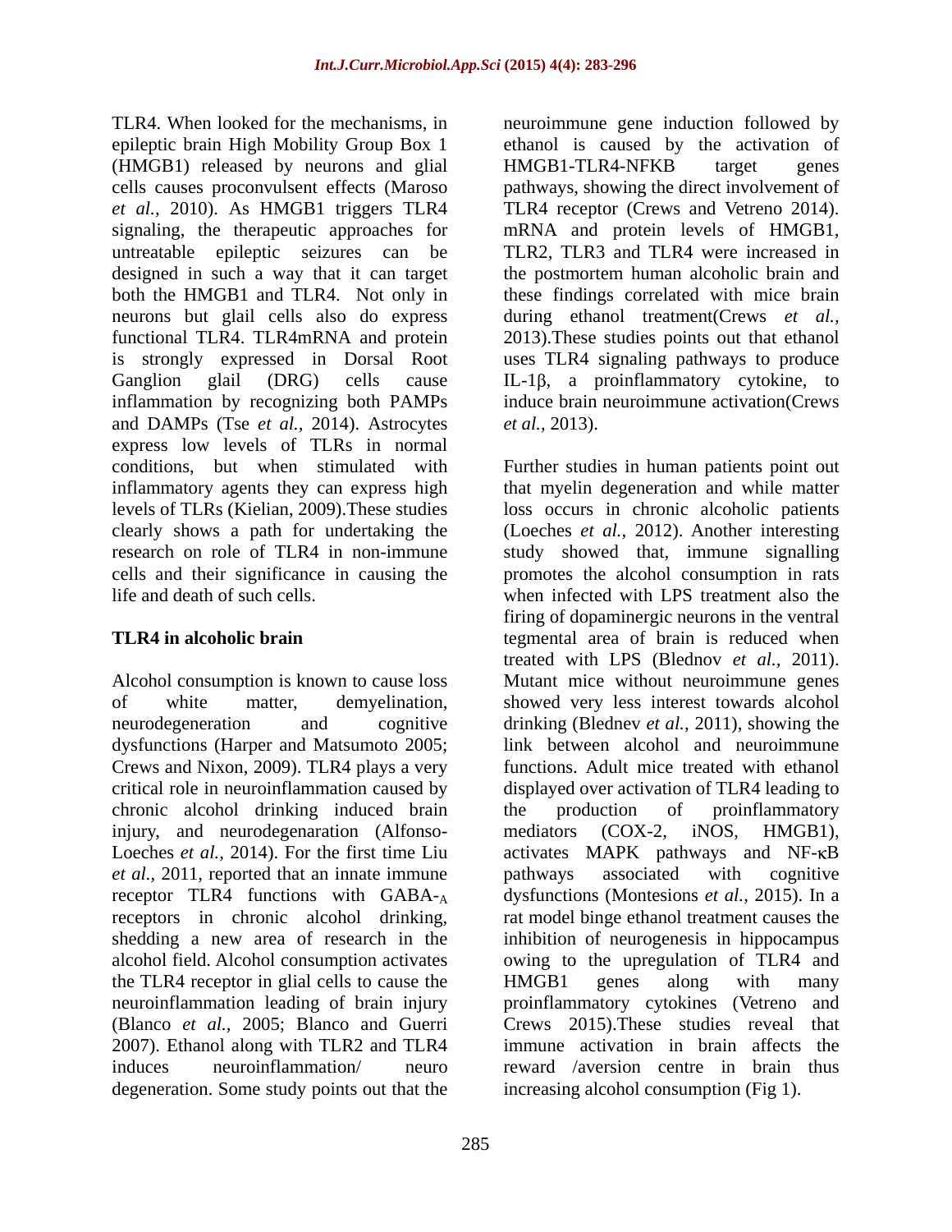TLR4. When looked for the mechanisms, in epileptic brain High Mobility Group Box 1 (HMGB1) released by neurons and glial cells causes proconvulsent effects (Maroso *et al.,* 2010). As HMGB1 triggers TLR4 signaling, the therapeutic approaches for untreatable epileptic seizures can be designed in such a way that it can target both the HMGB1 and TLR4. Not only in neurons but glail cells also do express functional TLR4. TLR4mRNA and protein is strongly expressed in Dorsal Root Ganglion glail (DRG) cells cause inflammation by recognizing both PAMPs and DAMPs (Tse *et al.,* 2014). Astrocytes express low levels of TLRs in normal conditions, but when stimulated with inflammatory agents they can express high levels of TLRs (Kielian, 2009).These studies clearly shows a path for undertaking the research on role of TLR4 in non-immune cells and their significance in causing the life and death of such cells.

## TLR4 in alcoholic brain

Alcohol consumption is known to cause loss of white matter, demyelination, neurodegeneration and cognitive dysfunctions (Harper and Matsumoto 2005; Crews and Nixon, 2009). TLR4 plays a very critical role in neuroinflammation caused by chronic alcohol drinking induced brain injury, and neurodegenaration (Alfonso-Loeches *et al.,* 2014). For the first time Liu *et al.,* 2011, reported that an innate immune receptor TLR4 functions with GABA-$_A$ receptors in chronic alcohol drinking, shedding a new area of research in the alcohol field. Alcohol consumption activates the TLR4 receptor in glial cells to cause the neuroinflammation leading of brain injury (Blanco *et al.,* 2005; Blanco and Guerri 2007). Ethanol along with TLR2 and TLR4 induces neuroinflammation/ neuro degeneration. Some study points out that the neuroimmune gene induction followed by ethanol is caused by the activation of HMGB1-TLR4-NFKB target genes pathways, showing the direct involvement of TLR4 receptor (Crews and Vetreno 2014). mRNA and protein levels of HMGB1, TLR2, TLR3 and TLR4 were increased in the postmortem human alcoholic brain and these findings correlated with mice brain during ethanol treatment(Crews *et al.,* 2013).These studies points out that ethanol uses TLR4 signaling pathways to produce IL-1β, a proinflammatory cytokine, to induce brain neuroimmune activation(Crews *et al.,* 2013).

Further studies in human patients point out that myelin degeneration and while matter loss occurs in chronic alcoholic patients (Loeches *et al.,* 2012). Another interesting study showed that, immune signalling promotes the alcohol consumption in rats when infected with LPS treatment also the firing of dopaminergic neurons in the ventral tegmental area of brain is reduced when treated with LPS (Blednov *et al.,* 2011). Mutant mice without neuroimmune genes showed very less interest towards alcohol drinking (Bledneν *et al.,* 2011), showing the link between alcohol and neuroimmune functions. Adult mice treated with ethanol displayed over activation of TLR4 leading to the production of proinflammatory mediators (COX-2, iNOS, HMGB1), activates MAPK pathways and NF-κB pathways associated with cognitive dysfunctions (Montesions *et al.,* 2015). In a rat model binge ethanol treatment causes the inhibition of neurogenesis in hippocampus owing to the upregulation of TLR4 and HMGB1 genes along with many proinflammatory cytokines (Vetreno and Crews 2015).These studies reveal that immune activation in brain affects the reward /aversion centre in brain thus increasing alcohol consumption (Fig 1).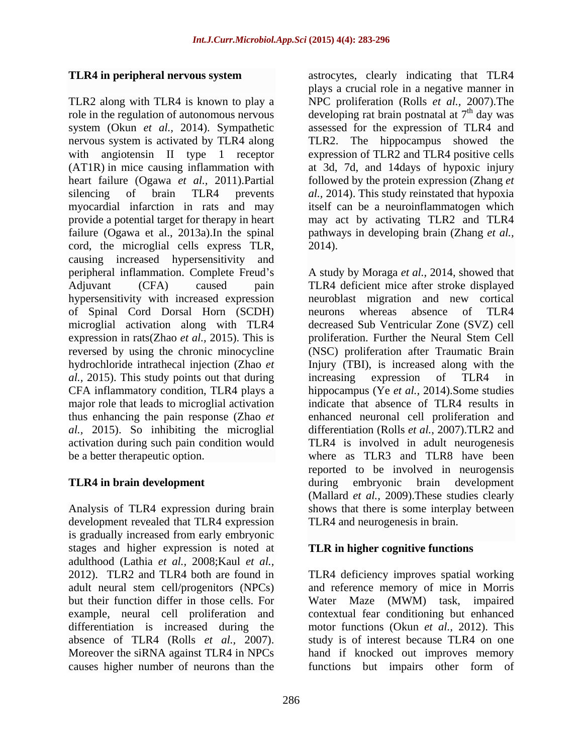**TLR4 in peripheral nervous system**

TLR2 along with TLR4 is known to play a role in the regulation of autonomous nervous system (Okun *et al.,* 2014). Sympathetic nervous system is activated by TLR4 along with angiotensin II type 1 receptor (AT1R) in mice causing inflammation with heart failure (Ogawa *et al.,* 2011).Partial silencing of brain TLR4 prevents myocardial infarction in rats and may provide a potential target for therapy in heart failure (Ogawa et al., 2013a).In the spinal cord, the microglial cells express TLR, causing increased hypersensitivity and peripheral inflammation. Complete Freud's Adjuvant (CFA) caused pain hypersensitivity with increased expression of Spinal Cord Dorsal Horn (SCDH) microglial activation along with TLR4 expression in rats(Zhao *et al.,* 2015). This is reversed by using the chronic minocycline hydrochloride intrathecal injection (Zhao *et al.,* 2015). This study points out that during CFA inflammatory condition, TLR4 plays a major role that leads to microglial activation thus enhancing the pain response (Zhao *et al.,* 2015). So inhibiting the microglial activation during such pain condition would be a better therapeutic option.

**TLR4 in brain development**

Analysis of TLR4 expression during brain development revealed that TLR4 expression is gradually increased from early embryonic stages and higher expression is noted at adulthood (Lathia *et al.,* 2008;Kaul *et al.,* 2012). TLR2 and TLR4 both are found in adult neural stem cell/progenitors (NPCs) but their function differ in those cells. For example, neural cell proliferation and differentiation is increased during the absence of TLR4 (Rolls *et al.,* 2007). Moreover the siRNA against TLR4 in NPCs causes higher number of neurons than the astrocytes, clearly indicating that TLR4 plays a crucial role in a negative manner in NPC proliferation (Rolls *et al.,* 2007).The developing rat brain postnatal at $7^{th}$ day was assessed for the expression of TLR4 and TLR2. The hippocampus showed the expression of TLR2 and TLR4 positive cells at 3d, 7d, and 14days of hypoxic injury followed by the protein expression (Zhang *et al.,* 2014). This study reinstated that hypoxia itself can be a neuroinflammatogen which may act by activating TLR2 and TLR4 pathways in developing brain (Zhang *et al.,* 2014).

A study by Moraga *et al.,* 2014, showed that TLR4 deficient mice after stroke displayed neuroblast migration and new cortical neurons whereas absence of TLR4 decreased Sub Ventricular Zone (SVZ) cell proliferation. Further the Neural Stem Cell (NSC) proliferation after Traumatic Brain Injury (TBI), is increased along with the increasing expression of TLR4 in hippocampus (Ye *et al.,* 2014).Some studies indicate that absence of TLR4 results in enhanced neuronal cell proliferation and differentiation (Rolls *et al.,* 2007).TLR2 and TLR4 is involved in adult neurogenesis where as TLR3 and TLR8 have been reported to be involved in neurogensis during embryonic brain development (Mallard *et al.,* 2009).These studies clearly shows that there is some interplay between TLR4 and neurogenesis in brain.

**TLR in higher cognitive functions**

TLR4 deficiency improves spatial working and reference memory of mice in Morris Water Maze (MWM) task, impaired contextual fear conditioning but enhanced motor functions (Okun *et al.,* 2012). This study is of interest because TLR4 on one hand if knocked out improves memory functions but impairs other form of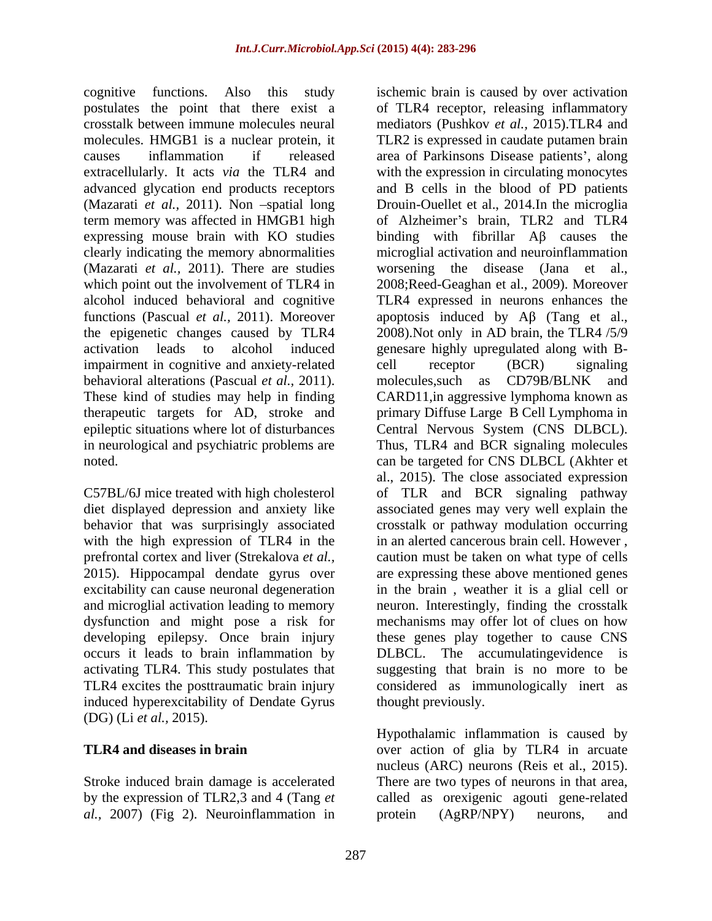cognitive functions. Also this study postulates the point that there exist a crosstalk between immune molecules neural molecules. HMGB1 is a nuclear protein, it causes inflammation if released extracellularly. It acts *via* the TLR4 and advanced glycation end products receptors (Mazarati *et al.,* 2011). Non –spatial long term memory was affected in HMGB1 high expressing mouse brain with KO studies clearly indicating the memory abnormalities (Mazarati *et al.,* 2011). There are studies which point out the involvement of TLR4 in alcohol induced behavioral and cognitive functions (Pascual *et al.,* 2011). Moreover the epigenetic changes caused by TLR4 activation leads to alcohol induced impairment in cognitive and anxiety-related behavioral alterations (Pascual *et al.,* 2011). These kind of studies may help in finding therapeutic targets for AD, stroke and epileptic situations where lot of disturbances in neurological and psychiatric problems are noted.

C57BL/6J mice treated with high cholesterol diet displayed depression and anxiety like behavior that was surprisingly associated with the high expression of TLR4 in the prefrontal cortex and liver (Strekalova *et al.,* 2015). Hippocampal dendate gyrus over excitability can cause neuronal degeneration and microglial activation leading to memory dysfunction and might pose a risk for developing epilepsy. Once brain injury occurs it leads to brain inflammation by activating TLR4. This study postulates that TLR4 excites the posttraumatic brain injury induced hyperexcitability of Dendate Gyrus (DG) (Li *et al.,* 2015).

## TLR4 and diseases in brain

Stroke induced brain damage is accelerated by the expression of TLR2,3 and 4 (Tang *et al.,* 2007) (Fig 2). Neuroinflammation in ischemic brain is caused by over activation of TLR4 receptor, releasing inflammatory mediators (Pushkov *et al.,* 2015).TLR4 and TLR2 is expressed in caudate putamen brain area of Parkinsons Disease patients', along with the expression in circulating monocytes and B cells in the blood of PD patients Drouin-Ouellet et al., 2014.In the microglia of Alzheimer's brain, TLR2 and TLR4 binding with fibrillar Aβ causes the microglial activation and neuroinflammation worsening the disease (Jana et al., 2008;Reed-Geaghan et al., 2009). Moreover TLR4 expressed in neurons enhances the apoptosis induced by Aβ (Tang et al., 2008).Not only in AD brain, the TLR4 /5/9 genesare highly upregulated along with B-cell receptor (BCR) signaling molecules,such as CD79B/BLNK and CARD11,in aggressive lymphoma known as primary Diffuse Large B Cell Lymphoma in Central Nervous System (CNS DLBCL). Thus, TLR4 and BCR signaling molecules can be targeted for CNS DLBCL (Akhter et al., 2015). The close associated expression of TLR and BCR signaling pathway associated genes may very well explain the crosstalk or pathway modulation occurring in an alerted cancerous brain cell. However , caution must be taken on what type of cells are expressing these above mentioned genes in the brain , weather it is a glial cell or neuron. Interestingly, finding the crosstalk mechanisms may offer lot of clues on how these genes play together to cause CNS DLBCL. The accumulatingevidence is suggesting that brain is no more to be considered as immunologically inert as thought previously.

Hypothalamic inflammation is caused by over action of glia by TLR4 in arcuate nucleus (ARC) neurons (Reis et al., 2015). There are two types of neurons in that area, called as orexigenic agouti gene-related protein (AgRP/NPY) neurons, and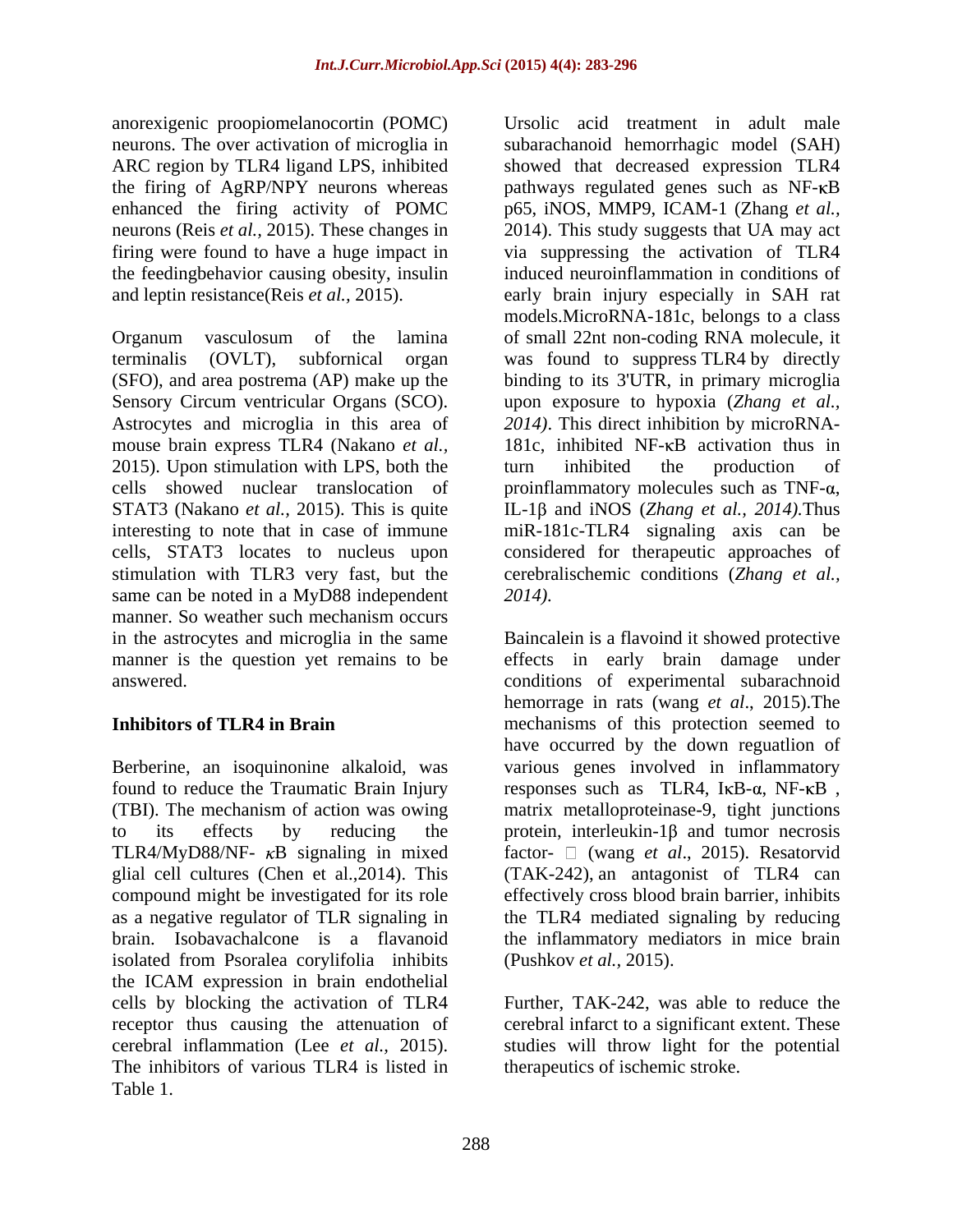anorexigenic proopiomelanocortin (POMC) neurons. The over activation of microglia in ARC region by TLR4 ligand LPS, inhibited the firing of AgRP/NPY neurons whereas enhanced the firing activity of POMC neurons (Reis *et al.,* 2015). These changes in firing were found to have a huge impact in the feedingbehavior causing obesity, insulin and leptin resistance(Reis *et al.,* 2015).

Organum vasculosum of the lamina terminalis (OVLT), subfornical organ (SFO), and area postrema (AP) make up the Sensory Circum ventricular Organs (SCO). Astrocytes and microglia in this area of mouse brain express TLR4 (Nakano *et al.,* 2015). Upon stimulation with LPS, both the cells showed nuclear translocation of STAT3 (Nakano *et al.,* 2015). This is quite interesting to note that in case of immune cells, STAT3 locates to nucleus upon stimulation with TLR3 very fast, but the same can be noted in a MyD88 independent manner. So weather such mechanism occurs in the astrocytes and microglia in the same manner is the question yet remains to be answered.

## Inhibitors of TLR4 in Brain

Berberine, an isoquinonine alkaloid, was found to reduce the Traumatic Brain Injury (TBI). The mechanism of action was owing to its effects by reducing the TLR4/MyD88/NF- κB signaling in mixed glial cell cultures (Chen et al.,2014). This compound might be investigated for its role as a negative regulator of TLR signaling in brain. Isobavachalcone is a flavanoid isolated from Psoralea corylifolia inhibits the ICAM expression in brain endothelial cells by blocking the activation of TLR4 receptor thus causing the attenuation of cerebral inflammation (Lee *et al.,* 2015). The inhibitors of various TLR4 is listed in Table 1.

Ursolic acid treatment in adult male subarachanoid hemorrhagic model (SAH) showed that decreased expression TLR4 pathways regulated genes such as NF-κB p65, iNOS, MMP9, ICAM-1 (Zhang *et al.,* 2014). This study suggests that UA may act via suppressing the activation of TLR4 induced neuroinflammation in conditions of early brain injury especially in SAH rat models.MicroRNA-181c, belongs to a class of small 22nt non-coding RNA molecule, it was found to suppress TLR4 by directly binding to its 3'UTR, in primary microglia upon exposure to hypoxia (*Zhang et al., 2014)*. This direct inhibition by microRNA-181c, inhibited NF-κB activation thus in turn inhibited the production of proinflammatory molecules such as TNF-α, IL-1β and iNOS (*Zhang et al., 2014).*Thus miR-181c-TLR4 signaling axis can be considered for therapeutic approaches of cerebralischemic conditions (*Zhang et al., 2014).*

Baincalein is a flavoind it showed protective effects in early brain damage under conditions of experimental subarachnoid hemorrage in rats (wang *et al*., 2015).The mechanisms of this protection seemed to have occurred by the down reguatlion of various genes involved in inflammatory responses such as TLR4, IκB-α, NF-κB , matrix metalloproteinase-9, tight junctions protein, interleukin-1β and tumor necrosis factor- □ (wang *et al*., 2015). Resatorvid (TAK-242), an antagonist of TLR4 can effectively cross blood brain barrier, inhibits the TLR4 mediated signaling by reducing the inflammatory mediators in mice brain (Pushkov *et al.,* 2015).

Further, TAK-242, was able to reduce the cerebral infarct to a significant extent. These studies will throw light for the potential therapeutics of ischemic stroke.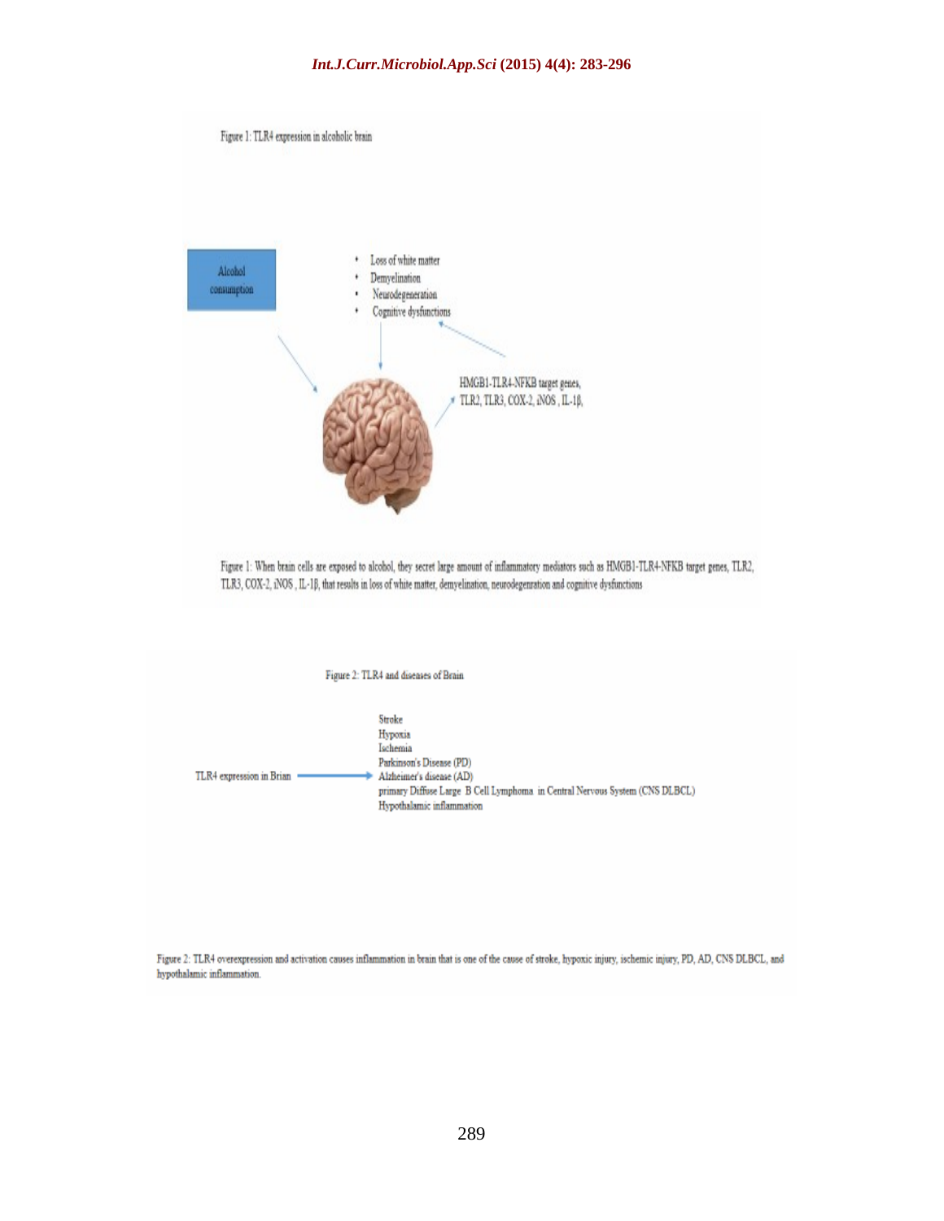Figure 1: TLR4 expression in alcoholic brain

Alcohol consumption

- Loss of white matter
- Demyelination
- Neurodegeneration
- Cognitive dysfunctions

HMGB1-TLR4-NFKB target genes, TLR2, TLR3, COX-2, iNOS , IL-1β,

Figure 1: When brain cells are exposed to alcohol, they secret large amount of inflammatory mediators such as HMGB1-TLR4-NFKB target genes, TLR2, TLR3, COX-2, iNOS , IL-1β, that results in loss of white matter, demyelination, neurodegenration and cognitive dysfunctions

Figure 2: TLR4 and diseases of Brain

TLR4 expression in Brian →

Stroke
Hypoxia
Ischemia
Parkinson's Disease (PD)
Alzheimer's disease (AD)
primary Diffuse Large B Cell Lymphoma in Central Nervous System (CNS DLBCL)
Hypothalamic inflammation

Figure 2: TLR4 overexpression and activation causes inflammation in brain that is one of the cause of stroke, hypoxic injury, ischemic injury, PD, AD, CNS DLBCL, and hypothalamic inflammation.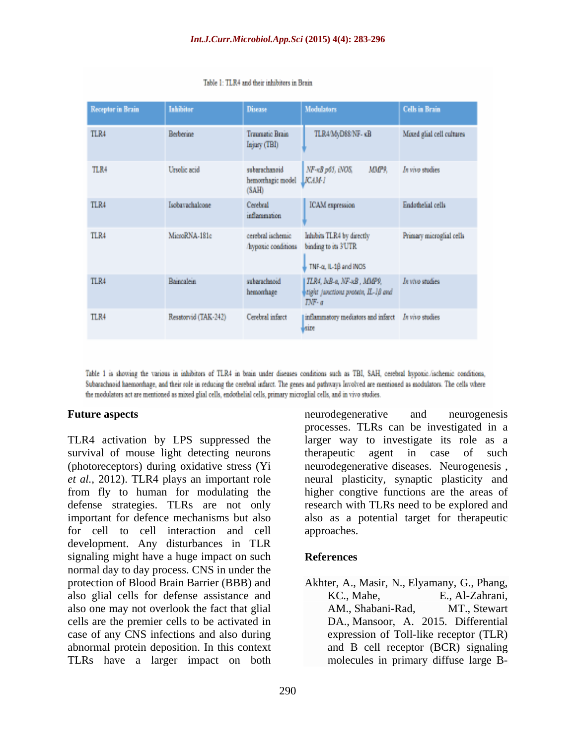Table 1: TLR4 and their inhibitors in Brain

| Receptor in Brain | Inhibitor | Disease | Modulators | Cells in Brain |
|---|---|---|---|---|
| TLR4 | Berberine | Traumatic Brain Injury (TBI) | ↓ TLR4/MyD88/NF- κB | Mixed glial cell cultures |
| TLR4 | Ursolic acid | subarachanoid hemorrhagic model (SAH) | ↓ *NF-κB p65, iNOS, MMP9, ICAM-1* | *In vivo studies* |
| TLR4 | Isobavachalcone | Cerebral inflammation | ↓ ICAM expression | Endothelial cells |
| TLR4 | MicroRNA-181c | cerebral ischemic /hypoxic conditions | Inhibits TLR4 by directly binding to its 3'UTR ↓ TNF-α, IL-1β and iNOS | Primary microglial cells |
| TLR4 | Baincalein | subarachnoid hemorrhage | ↓ *TLR4, IκB-α, NF-κB, MMP9, tight junctions protein, IL-1β and TNF-α* | *In vivo studies* |
| TLR4 | Resatorvid (TAK-242) | Cerebral infarct | ↓ inflammatory mediators and infarct size | *In vivo studies* |

Table 1 is showing the various in inhibitors of TLR4 in brain under diseases conditions such as TBI, SAH, cerebral hypoxic./ischemic conditions, Subarachnoid haemorrhage, and their role in reducing the cerebral infarct. The genes and pathways Involved are mentioned as modulators. The cells where the modulators act are mentioned as mixed glial cells, endothelial cells, primary microglial cells, and in vivo studies.

## Future aspects

TLR4 activation by LPS suppressed the survival of mouse light detecting neurons (photoreceptors) during oxidative stress (Yi *et al.*, 2012). TLR4 plays an important role from fly to human for modulating the defense strategies. TLRs are not only important for defence mechanisms but also for cell to cell interaction and cell development. Any disturbances in TLR signaling might have a huge impact on such normal day to day process. CNS in under the protection of Blood Brain Barrier (BBB) and also glial cells for defense assistance and also one may not overlook the fact that glial cells are the premier cells to be activated in case of any CNS infections and also during abnormal protein deposition. In this context TLRs have a larger impact on both neurodegenerative and neurogenesis processes. TLRs can be investigated in a larger way to investigate its role as a therapeutic agent in case of such neurodegenerative diseases. Neurogenesis , neural plasticity, synaptic plasticity and higher congtive functions are the areas of research with TLRs need to be explored and also as a potential target for therapeutic approaches.

## References

Akhter, A., Masir, N., Elyamany, G., Phang, KC., Mahe, E., Al-Zahrani, AM., Shabani-Rad, MT., Stewart DA., Mansoor, A. 2015. Differential expression of Toll-like receptor (TLR) and B cell receptor (BCR) signaling molecules in primary diffuse large B-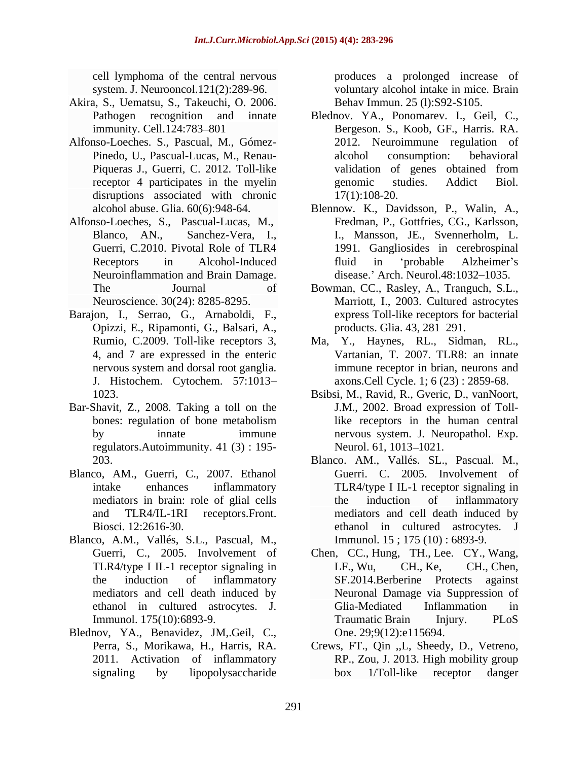cell lymphoma of the central nervous system. J. Neurooncol.121(2):289-96.

Akira, S., Uematsu, S., Takeuchi, O. 2006. Pathogen recognition and innate immunity. Cell.124:783–801

Alfonso-Loeches. S., Pascual, M., Gómez-Pinedo, U., Pascual-Lucas, M., Renau-Piqueras J., Guerri, C. 2012. Toll-like receptor 4 participates in the myelin disruptions associated with chronic alcohol abuse. Glia. 60(6):948-64.

Alfonso-Loeches, S., Pascual-Lucas, M., Blanco, AN., Sanchez-Vera, I., Guerri, C.2010. Pivotal Role of TLR4 Receptors in Alcohol-Induced Neuroinflammation and Brain Damage. The Journal of Neuroscience. 30(24): 8285-8295.

Barajon, I., Serrao, G., Arnaboldi, F., Opizzi, E., Ripamonti, G., Balsari, A., Rumio, C.2009. Toll-like receptors 3, 4, and 7 are expressed in the enteric nervous system and dorsal root ganglia. J. Histochem. Cytochem. 57:1013–1023.

Bar-Shavit, Z., 2008. Taking a toll on the bones: regulation of bone metabolism by innate immune regulators.Autoimmunity. 41 (3) : 195-203.

Blanco, AM., Guerri, C., 2007. Ethanol intake enhances inflammatory mediators in brain: role of glial cells and TLR4/IL-1RI receptors.Front. Biosci. 12:2616-30.

Blanco, A.M., Vallés, S.L., Pascual, M., Guerri, C., 2005. Involvement of TLR4/type I IL-1 receptor signaling in the induction of inflammatory mediators and cell death induced by ethanol in cultured astrocytes. J. Immunol. 175(10):6893-9.

Blednov, YA., Benavidez, JM,.Geil, C., Perra, S., Morikawa, H., Harris, RA. 2011. Activation of inflammatory signaling by lipopolysaccharide produces a prolonged increase of voluntary alcohol intake in mice. Brain Behav Immun. 25 (l):S92-S105.

Blednov. YA., Ponomarev. I., Geil, C., Bergeson. S., Koob, GF., Harris. RA. 2012. Neuroimmune regulation of alcohol consumption: behavioral validation of genes obtained from genomic studies. Addict Biol. 17(1):108-20.

Blennow. K., Davidsson, P., Walin, A., Fredman, P., Gottfries, CG., Karlsson, I., Mansson, JE., Svennerholm, L. 1991. Gangliosides in cerebrospinal fluid in 'probable Alzheimer's disease.' Arch. Neurol.48:1032–1035.

Bowman, CC., Rasley, A., Tranguch, S.L., Marriott, I., 2003. Cultured astrocytes express Toll-like receptors for bacterial products. Glia. 43, 281–291.

Ma, Y., Haynes, RL., Sidman, RL., Vartanian, T. 2007. TLR8: an innate immune receptor in brian, neurons and axons.Cell Cycle. 1; 6 (23) : 2859-68.

Bsibsi, M., Ravid, R., Gveric, D., vanNoort, J.M., 2002. Broad expression of Toll-like receptors in the human central nervous system. J. Neuropathol. Exp. Neurol. 61, 1013–1021.

Blanco. AM., Vallés. SL., Pascual. M., Guerri. C. 2005. Involvement of TLR4/type I IL-1 receptor signaling in the induction of inflammatory mediators and cell death induced by ethanol in cultured astrocytes. J Immunol. 15 ; 175 (10) : 6893-9.

Chen, CC., Hung, TH., Lee. CY., Wang, LF., Wu, CH., Ke, CH., Chen, SF.2014.Berberine Protects against Neuronal Damage via Suppression of Glia-Mediated Inflammation in Traumatic Brain Injury. PLoS One. 29;9(12):e115694.

Crews, FT., Qin ,,L, Sheedy, D., Vetreno, RP., Zou, J. 2013. High mobility group box 1/Toll-like receptor danger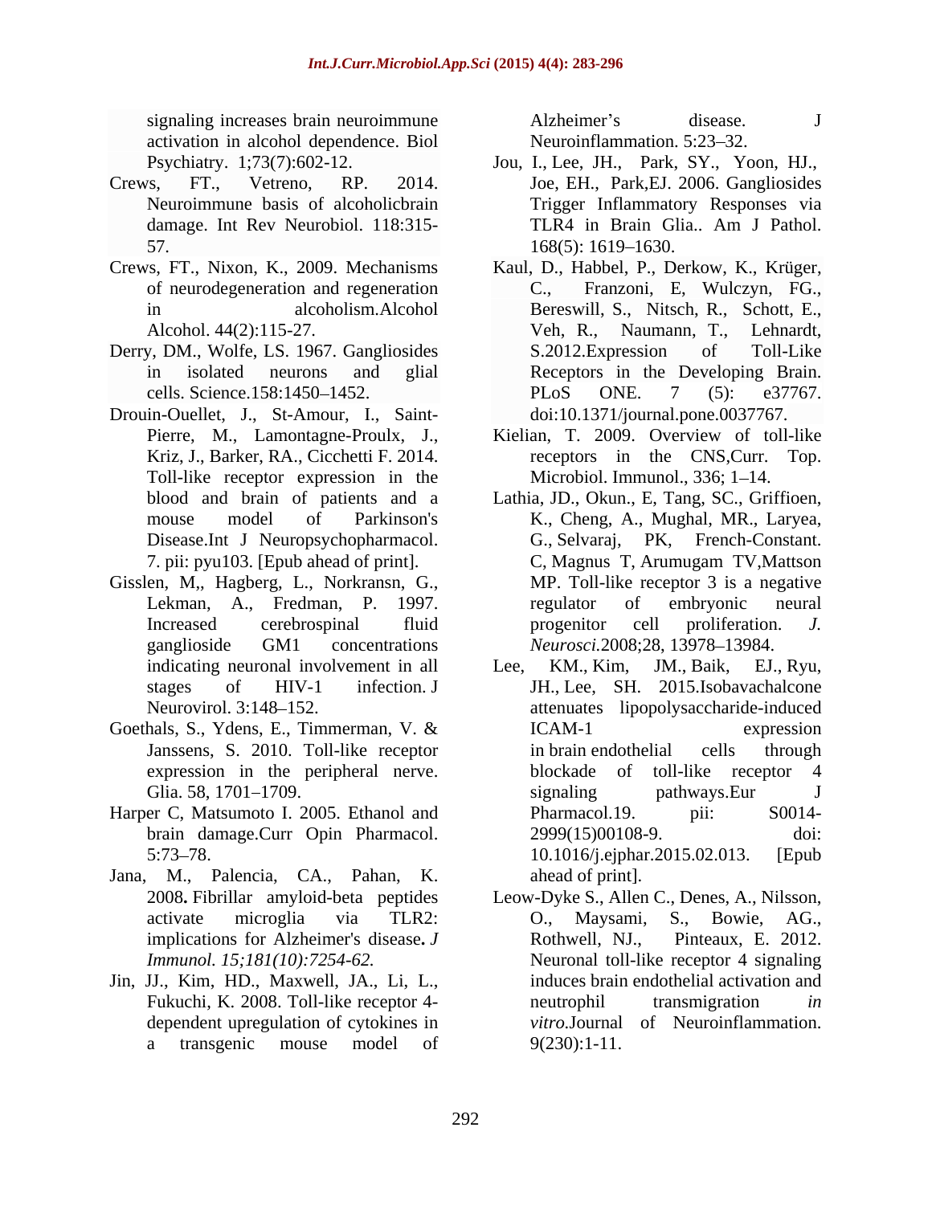signaling increases brain neuroimmune activation in alcohol dependence. Biol Psychiatry. 1;73(7):602-12.

Crews, FT., Vetreno, RP. 2014. Neuroimmune basis of alcoholicbrain damage. Int Rev Neurobiol. 118:315-57.

Crews, FT., Nixon, K., 2009. Mechanisms of neurodegeneration and regeneration in alcoholism.Alcohol Alcohol. 44(2):115-27.

Derry, DM., Wolfe, LS. 1967. Gangliosides in isolated neurons and glial cells. Science.158:1450–1452.

Drouin-Ouellet, J., St-Amour, I., Saint-Pierre, M., Lamontagne-Proulx, J., Kriz, J., Barker, RA., Cicchetti F. 2014. Toll-like receptor expression in the blood and brain of patients and a mouse model of Parkinson's Disease.Int J Neuropsychopharmacol. 7. pii: pyu103. [Epub ahead of print].

Gisslen, M,, Hagberg, L., Norkransn, G., Lekman, A., Fredman, P. 1997. Increased cerebrospinal fluid ganglioside GM1 concentrations indicating neuronal involvement in all stages of HIV-1 infection. J Neurovirol. 3:148–152.

Goethals, S., Ydens, E., Timmerman, V. & Janssens, S. 2010. Toll-like receptor expression in the peripheral nerve. Glia. 58, 1701–1709.

Harper C, Matsumoto I. 2005. Ethanol and brain damage.Curr Opin Pharmacol. 5:73–78.

Jana, M., Palencia, CA., Pahan, K. 2008**.** Fibrillar amyloid-beta peptides activate microglia via TLR2: implications for Alzheimer's disease**.** *J Immunol. 15;181(10):7254-62.*

Jin, JJ., Kim, HD., Maxwell, JA., Li, L., Fukuchi, K. 2008. Toll-like receptor 4-dependent upregulation of cytokines in a transgenic mouse model of Alzheimer's disease. J Neuroinflammation. 5:23–32.

Jou, I., Lee, JH., Park, SY., Yoon, HJ., Joe, EH., Park,EJ. 2006. Gangliosides Trigger Inflammatory Responses via TLR4 in Brain Glia.. Am J Pathol. 168(5): 1619–1630.

Kaul, D., Habbel, P., Derkow, K., Krüger, C., Franzoni, E, Wulczyn, FG., Bereswill, S., Nitsch, R., Schott, E., Veh, R., Naumann, T., Lehnardt, S.2012.Expression of Toll-Like Receptors in the Developing Brain. PLoS ONE. 7 (5): e37767. doi:10.1371/journal.pone.0037767.

Kielian, T. 2009. Overview of toll-like receptors in the CNS,Curr. Top. Microbiol. Immunol., 336; 1–14.

Lathia, JD., Okun., E, Tang, SC., Griffioen, K., Cheng, A., Mughal, MR., Laryea, G., Selvaraj, PK, French-Constant. C, Magnus T, Arumugam TV,Mattson MP. Toll-like receptor 3 is a negative regulator of embryonic neural progenitor cell proliferation. *J. Neurosci.*2008;28, 13978–13984.

Lee, KM., Kim, JM., Baik, EJ., Ryu, JH., Lee, SH. 2015.Isobavachalcone attenuates lipopolysaccharide-induced ICAM-1 expression in brain endothelial cells through blockade of toll-like receptor 4 signaling pathways.Eur J Pharmacol.19. pii: S0014-2999(15)00108-9. doi: 10.1016/j.ejphar.2015.02.013. [Epub ahead of print].

Leow-Dyke S., Allen C., Denes, A., Nilsson, O., Maysami, S., Bowie, AG., Rothwell, NJ., Pinteaux, E. 2012. Neuronal toll-like receptor 4 signaling induces brain endothelial activation and neutrophil transmigration *in vitro*.Journal of Neuroinflammation. 9(230):1-11.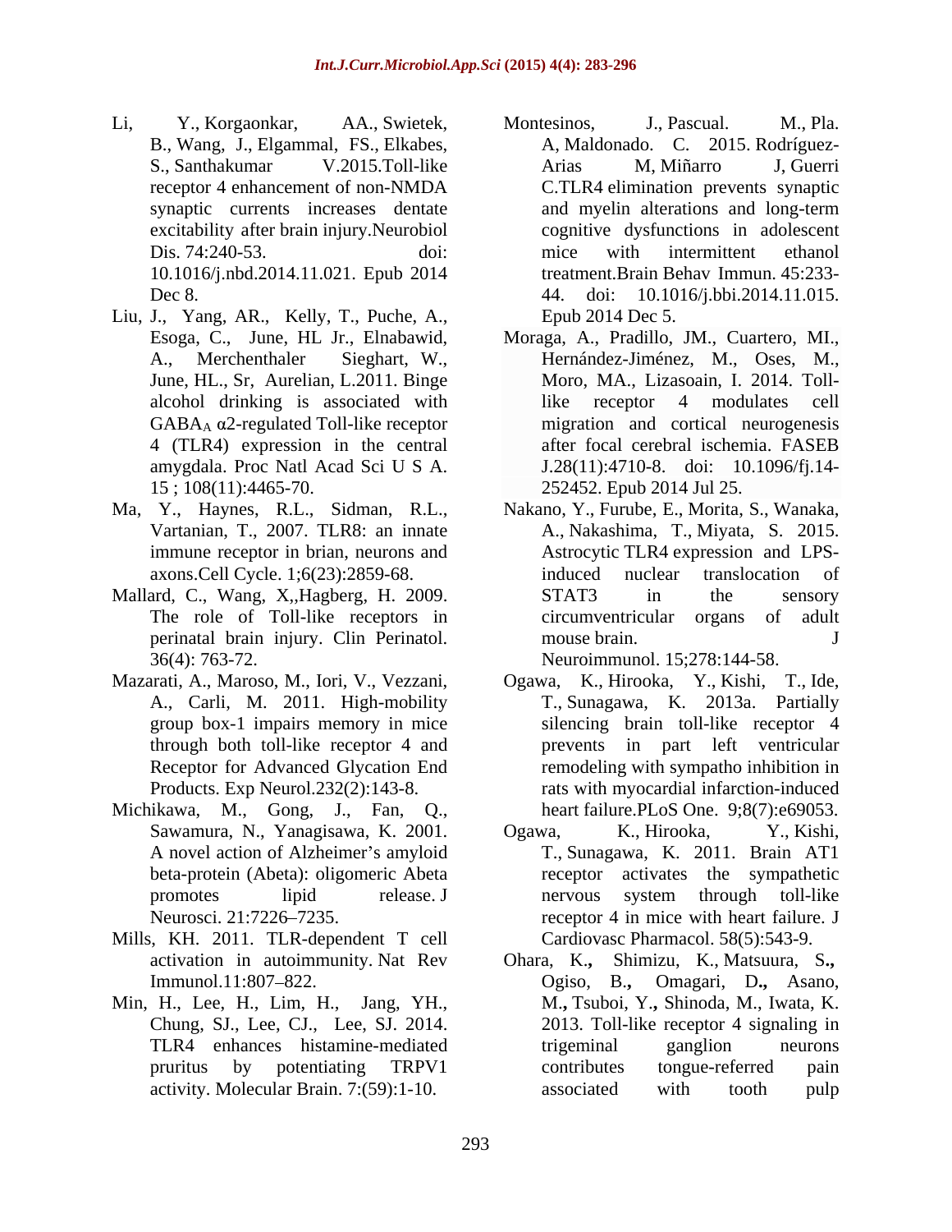Li, Y., Korgaonkar, AA., Swietek, B., Wang, J., Elgammal, FS., Elkabes, S., Santhakumar V.2015.Toll-like receptor 4 enhancement of non-NMDA synaptic currents increases dentate excitability after brain injury.Neurobiol Dis. 74:240-53. doi: 10.1016/j.nbd.2014.11.021. Epub 2014 Dec 8.

Liu, J., Yang, AR., Kelly, T., Puche, A., Esoga, C., June, HL Jr., Elnabawid, A., Merchenthaler Sieghart, W., June, HL., Sr, Aurelian, L.2011. Binge alcohol drinking is associated with $GABA_A$ α2-regulated Toll-like receptor 4 (TLR4) expression in the central amygdala. Proc Natl Acad Sci U S A. 15 ; 108(11):4465-70.

Ma, Y., Haynes, R.L., Sidman, R.L., Vartanian, T., 2007. TLR8: an innate immune receptor in brian, neurons and axons.Cell Cycle. 1;6(23):2859-68.

Mallard, C., Wang, X,,Hagberg, H. 2009. The role of Toll-like receptors in perinatal brain injury. Clin Perinatol. 36(4): 763-72.

Mazarati, A., Maroso, M., Iori, V., Vezzani, A., Carli, M. 2011. High-mobility group box-1 impairs memory in mice through both toll-like receptor 4 and Receptor for Advanced Glycation End Products. Exp Neurol.232(2):143-8.

Michikawa, M., Gong, J., Fan, Q., Sawamura, N., Yanagisawa, K. 2001. A novel action of Alzheimer's amyloid beta-protein (Abeta): oligomeric Abeta promotes lipid release. J Neurosci. 21:7226–7235.

Mills, KH. 2011. TLR-dependent T cell activation in autoimmunity. Nat Rev Immunol.11:807–822.

Min, H., Lee, H., Lim, H., Jang, YH., Chung, SJ., Lee, CJ., Lee, SJ. 2014. TLR4 enhances histamine-mediated pruritus by potentiating TRPV1 activity. Molecular Brain. 7:(59):1-10.

Montesinos, J., Pascual. M., Pla. A, Maldonado. C. 2015. Rodríguez-Arias M, Miñarro J, Guerri C.TLR4 elimination prevents synaptic and myelin alterations and long-term cognitive dysfunctions in adolescent mice with intermittent ethanol treatment.Brain Behav Immun. 45:233-44. doi: 10.1016/j.bbi.2014.11.015. Epub 2014 Dec 5.

Moraga, A., Pradillo, JM., Cuartero, MI., Hernández-Jiménez, M., Oses, M., Moro, MA., Lizasoain, I. 2014. Toll-like receptor 4 modulates cell migration and cortical neurogenesis after focal cerebral ischemia. FASEB J.28(11):4710-8. doi: 10.1096/fj.14-252452. Epub 2014 Jul 25.

Nakano, Y., Furube, E., Morita, S., Wanaka, A., Nakashima, T., Miyata, S. 2015. Astrocytic TLR4 expression and LPS-induced nuclear translocation of STAT3 in the sensory circumventricular organs of adult mouse brain. J Neuroimmunol. 15;278:144-58.

Ogawa, K., Hirooka, Y., Kishi, T., Ide, T., Sunagawa, K. 2013a. Partially silencing brain toll-like receptor 4 prevents in part left ventricular remodeling with sympatho inhibition in rats with myocardial infarction-induced heart failure.PLoS One. 9;8(7):e69053.

Ogawa, K., Hirooka, Y., Kishi, T., Sunagawa, K. 2011. Brain AT1 receptor activates the sympathetic nervous system through toll-like receptor 4 in mice with heart failure. J Cardiovasc Pharmacol. 58(5):543-9.

Ohara, K., Shimizu, K., Matsuura, S., Ogiso, B., Omagari, D., Asano, M., Tsuboi, Y., Shinoda, M., Iwata, K. 2013. Toll-like receptor 4 signaling in trigeminal ganglion neurons contributes tongue-referred pain associated with tooth pulp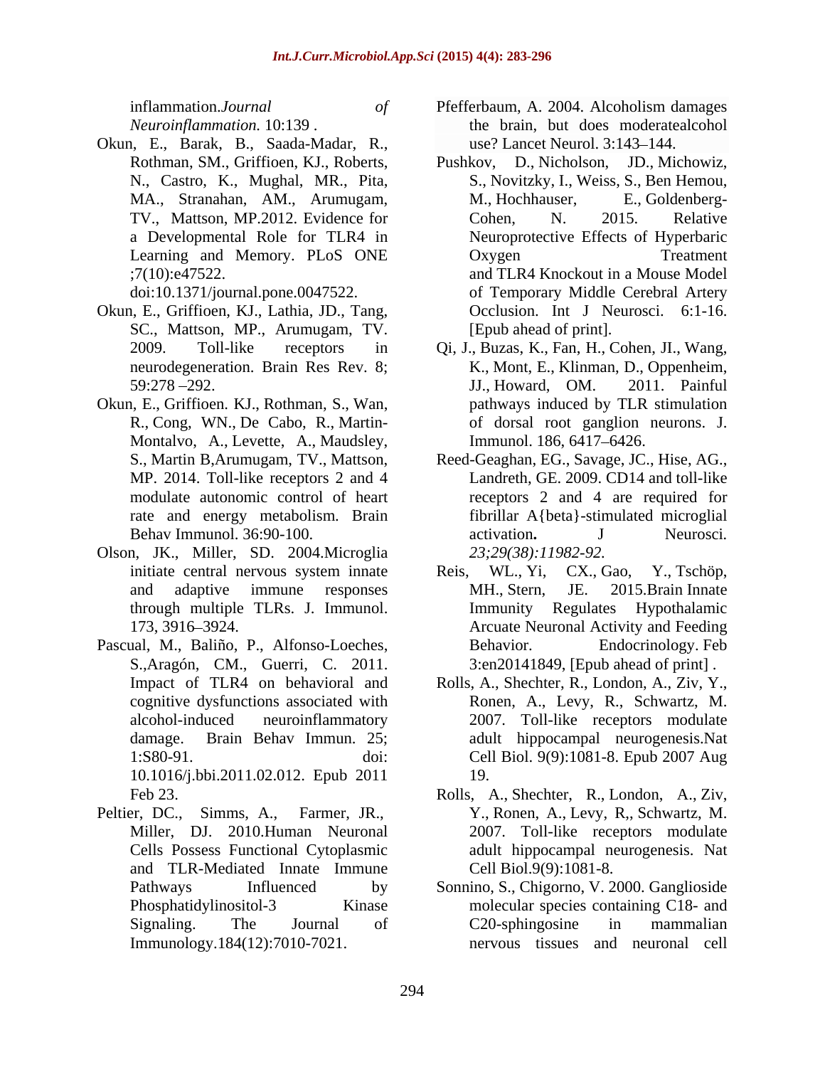inflammation.*Journal of Neuroinflammation.* 10:139 .

Okun, E., Barak, B., Saada-Madar, R., Rothman, SM., Griffioen, KJ., Roberts, N., Castro, K., Mughal, MR., Pita, MA., Stranahan, AM., Arumugam, TV., Mattson, MP.2012. Evidence for a Developmental Role for TLR4 in Learning and Memory. PLoS ONE ;7(10):e47522. doi:10.1371/journal.pone.0047522.

Okun, E., Griffioen, KJ., Lathia, JD., Tang, SC., Mattson, MP., Arumugam, TV. 2009. Toll-like receptors in neurodegeneration. Brain Res Rev. 8; 59:278 –292.

Okun, E., Griffioen. KJ., Rothman, S., Wan, R., Cong, WN., De Cabo, R., Martin-Montalvo, A., Levette, A., Maudsley, S., Martin B,Arumugam, TV., Mattson, MP. 2014. Toll-like receptors 2 and 4 modulate autonomic control of heart rate and energy metabolism. Brain Behav Immunol. 36:90-100.

Olson, JK., Miller, SD. 2004.Microglia initiate central nervous system innate and adaptive immune responses through multiple TLRs. J. Immunol. 173, 3916–3924.

Pascual, M., Baliño, P., Alfonso-Loeches, S.,Aragón, CM., Guerri, C. 2011. Impact of TLR4 on behavioral and cognitive dysfunctions associated with alcohol-induced neuroinflammatory damage. Brain Behav Immun. 25; 1:S80-91. doi: 10.1016/j.bbi.2011.02.012. Epub 2011 Feb 23.

Peltier, DC., Simms, A., Farmer, JR., Miller, DJ. 2010.Human Neuronal Cells Possess Functional Cytoplasmic and TLR-Mediated Innate Immune Pathways Influenced by Phosphatidylinositol-3 Kinase Signaling. The Journal of Immunology.184(12):7010-7021.

Pfefferbaum, A. 2004. Alcoholism damages the brain, but does moderatealcohol use? Lancet Neurol. 3:143–144.

Pushkov, D., Nicholson, JD., Michowiz, S., Novitzky, I., Weiss, S., Ben Hemou, M., Hochhauser, E., Goldenberg-Cohen, N. 2015. Relative Neuroprotective Effects of Hyperbaric Oxygen Treatment and TLR4 Knockout in a Mouse Model of Temporary Middle Cerebral Artery Occlusion. Int J Neurosci. 6:1-16. [Epub ahead of print].

Qi, J., Buzas, K., Fan, H., Cohen, JI., Wang, K., Mont, E., Klinman, D., Oppenheim, JJ., Howard, OM. 2011. Painful pathways induced by TLR stimulation of dorsal root ganglion neurons. J. Immunol. 186, 6417–6426.

Reed-Geaghan, EG., Savage, JC., Hise, AG., Landreth, GE. 2009. CD14 and toll-like receptors 2 and 4 are required for fibrillar A{beta}-stimulated microglial activation**.** J Neurosci. *23;29(38):11982-92.*

Reis, WL., Yi, CX., Gao, Y., Tschöp, MH., Stern, JE. 2015.Brain Innate Immunity Regulates Hypothalamic Arcuate Neuronal Activity and Feeding Behavior. Endocrinology. Feb 3:en20141849, [Epub ahead of print] .

Rolls, A., Shechter, R., London, A., Ziv, Y., Ronen, A., Levy, R., Schwartz, M. 2007. Toll-like receptors modulate adult hippocampal neurogenesis.Nat Cell Biol. 9(9):1081-8. Epub 2007 Aug 19.

Rolls, A., Shechter, R., London, A., Ziv, Y., Ronen, A., Levy, R,, Schwartz, M. 2007. Toll-like receptors modulate adult hippocampal neurogenesis. Nat Cell Biol.9(9):1081-8.

Sonnino, S., Chigorno, V. 2000. Ganglioside molecular species containing C18- and C20-sphingosine in mammalian nervous tissues and neuronal cell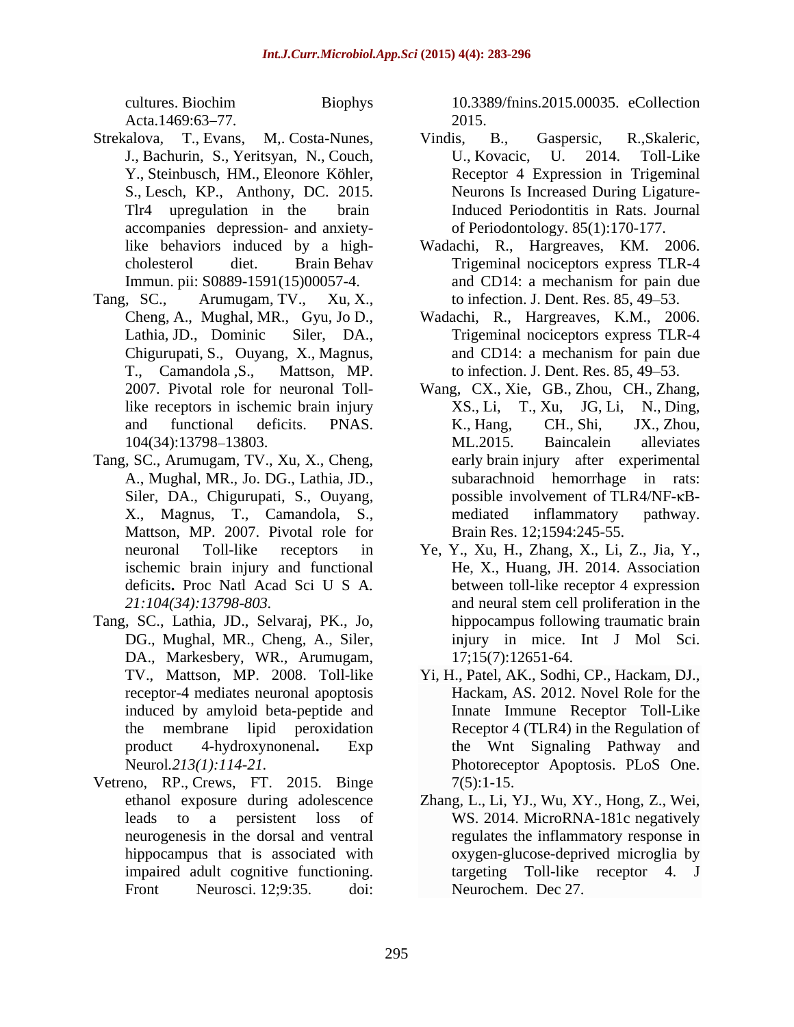cultures. Biochim Biophys Acta.1469:63–77.

Strekalova, T., Evans, M,. Costa-Nunes, J., Bachurin, S., Yeritsyan, N., Couch, Y., Steinbusch, HM., Eleonore Köhler, S., Lesch, KP., Anthony, DC. 2015. Tlr4 upregulation in the brain accompanies depression- and anxiety-like behaviors induced by a high-cholesterol diet. Brain Behav Immun. pii: S0889-1591(15)00057-4.

Tang, SC., Arumugam, TV., Xu, X., Cheng, A., Mughal, MR., Gyu, Jo D., Lathia, JD., Dominic Siler, DA., Chigurupati, S., Ouyang, X., Magnus, T., Camandola ,S., Mattson, MP. 2007. Pivotal role for neuronal Toll-like receptors in ischemic brain injury and functional deficits. PNAS. 104(34):13798–13803.

Tang, SC., Arumugam, TV., Xu, X., Cheng, A., Mughal, MR., Jo. DG., Lathia, JD., Siler, DA., Chigurupati, S., Ouyang, X., Magnus, T., Camandola, S., Mattson, MP. 2007. Pivotal role for neuronal Toll-like receptors in ischemic brain injury and functional deficits**.** Proc Natl Acad Sci U S A*. 21:104(34):13798-803.*

Tang, SC., Lathia, JD., Selvaraj, PK., Jo, DG., Mughal, MR., Cheng, A., Siler, DA., Markesbery, WR., Arumugam, TV., Mattson, MP. 2008. Toll-like receptor-4 mediates neuronal apoptosis induced by amyloid beta-peptide and the membrane lipid peroxidation product 4-hydroxynonenal**.** Exp Neurol*.213(1):114-21.*

Vetreno, RP., Crews, FT. 2015. Binge ethanol exposure during adolescence leads to a persistent loss of neurogenesis in the dorsal and ventral hippocampus that is associated with impaired adult cognitive functioning. Front Neurosci. 12;9:35. doi: 10.3389/fnins.2015.00035. eCollection 2015.

Vindis, B., Gaspersic, R.,Skaleric, U., Kovacic, U. 2014. Toll-Like Receptor 4 Expression in Trigeminal Neurons Is Increased During Ligature-Induced Periodontitis in Rats. Journal of Periodontology. 85(1):170-177.

Wadachi, R., Hargreaves, KM. 2006. Trigeminal nociceptors express TLR-4 and CD14: a mechanism for pain due to infection. J. Dent. Res. 85, 49–53.

Wadachi, R., Hargreaves, K.M., 2006. Trigeminal nociceptors express TLR-4 and CD14: a mechanism for pain due to infection. J. Dent. Res. 85, 49–53.

Wang, CX., Xie, GB., Zhou, CH., Zhang, XS., Li, T., Xu, JG, Li, N., Ding, K., Hang, CH., Shi, JX., Zhou, ML.2015. Baincalein alleviates early brain injury after experimental subarachnoid hemorrhage in rats: possible involvement of TLR4/NF-κB-mediated inflammatory pathway. Brain Res. 12;1594:245-55.

Ye, Y., Xu, H., Zhang, X., Li, Z., Jia, Y., He, X., Huang, JH. 2014. Association between toll-like receptor 4 expression and neural stem cell proliferation in the hippocampus following traumatic brain injury in mice. Int J Mol Sci. 17;15(7):12651-64.

Yi, H., Patel, AK., Sodhi, CP., Hackam, DJ., Hackam, AS. 2012. Novel Role for the Innate Immune Receptor Toll-Like Receptor 4 (TLR4) in the Regulation of the Wnt Signaling Pathway and Photoreceptor Apoptosis. PLoS One. 7(5):1-15.

Zhang, L., Li, YJ., Wu, XY., Hong, Z., Wei, WS. 2014. MicroRNA-181c negatively regulates the inflammatory response in oxygen-glucose-deprived microglia by targeting Toll-like receptor 4. J Neurochem. Dec 27.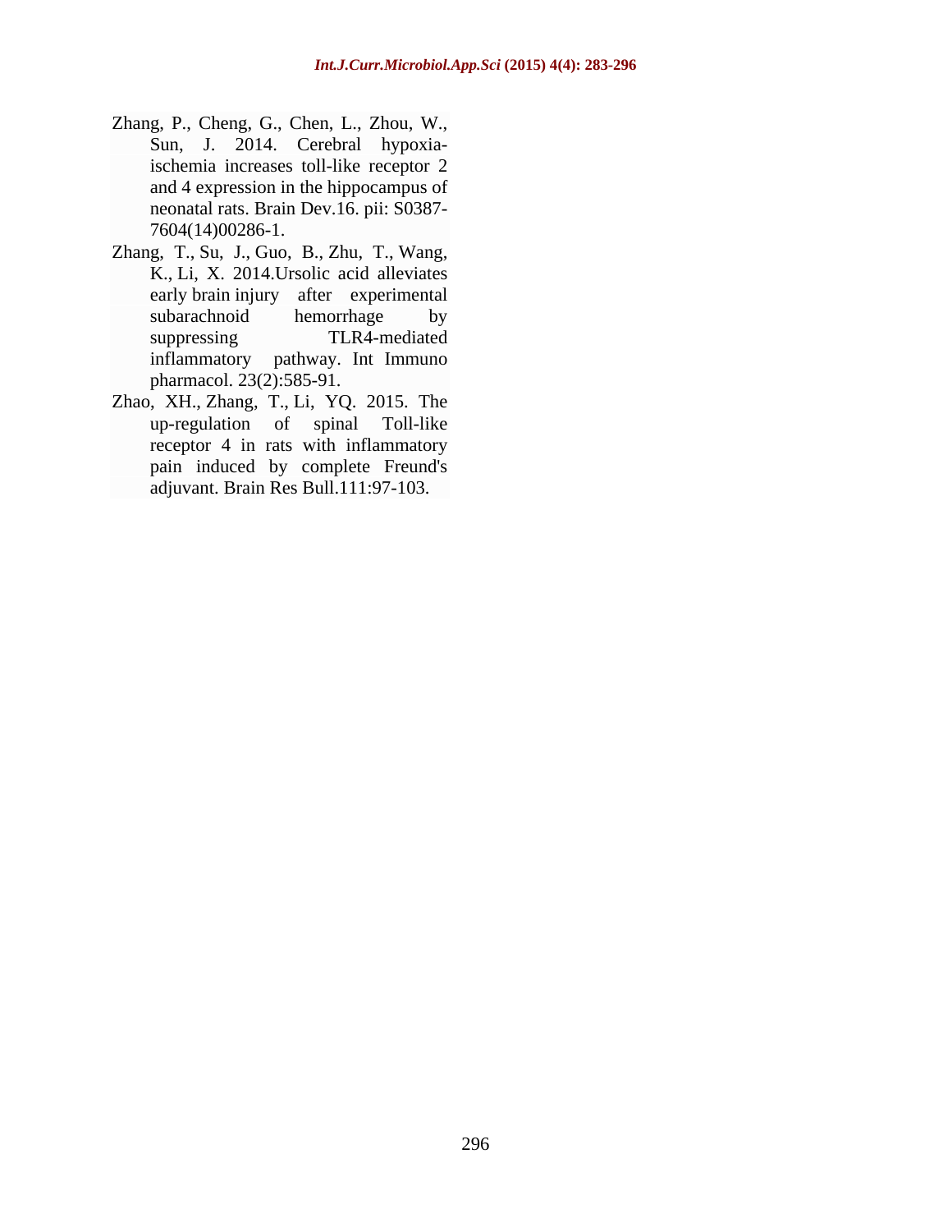Zhang, P., Cheng, G., Chen, L., Zhou, W., Sun, J. 2014. Cerebral hypoxia-ischemia increases toll-like receptor 2 and 4 expression in the hippocampus of neonatal rats. Brain Dev.16. pii: S0387-7604(14)00286-1.

Zhang, T., Su, J., Guo, B., Zhu, T., Wang, K., Li, X. 2014.Ursolic acid alleviates early brain injury after experimental subarachnoid hemorrhage by suppressing TLR4-mediated inflammatory pathway. Int Immuno pharmacol. 23(2):585-91.

Zhao, XH., Zhang, T., Li, YQ. 2015. The up-regulation of spinal Toll-like receptor 4 in rats with inflammatory pain induced by complete Freund's adjuvant. Brain Res Bull.111:97-103.